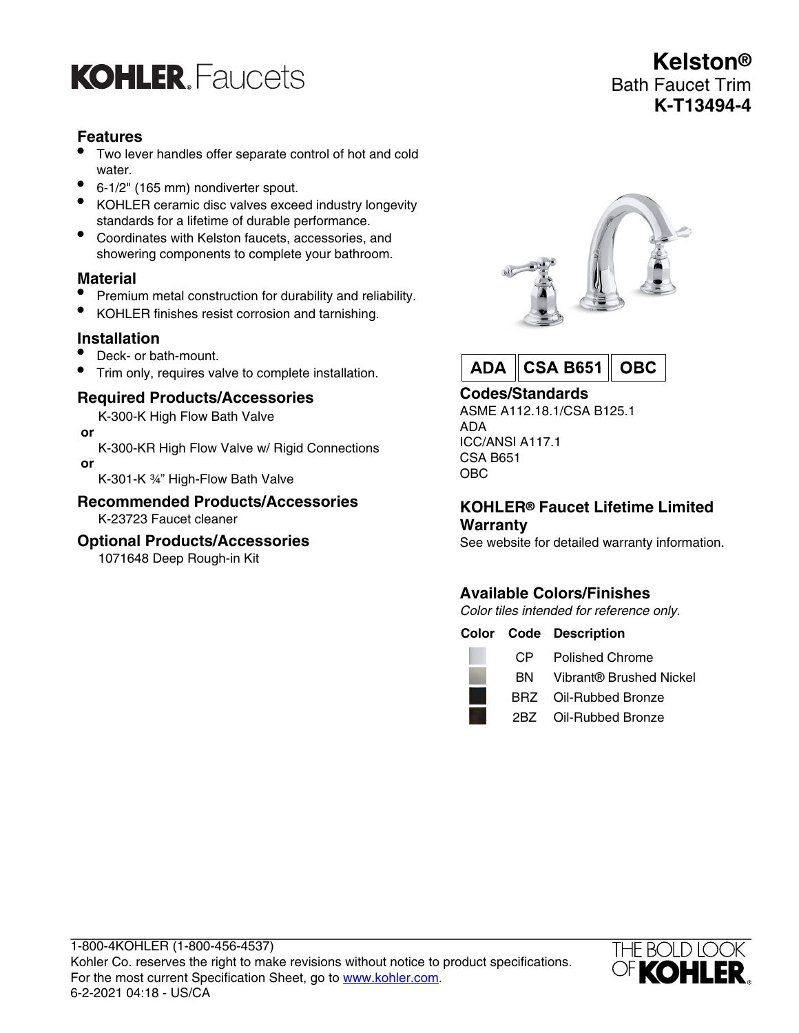# KOHLER. Faucets

# Kelston®

Bath Faucet Trim

**K-T13494-4**

## Features

- Two lever handles offer separate control of hot and cold water.
- 6-1/2" (165 mm) nondiverter spout.
- KOHLER ceramic disc valves exceed industry longevity standards for a lifetime of durable performance.
- Coordinates with Kelston faucets, accessories, and showering components to complete your bathroom.

## Material

- Premium metal construction for durability and reliability.
- KOHLER finishes resist corrosion and tarnishing.

## Installation

- Deck- or bath-mount.
- Trim only, requires valve to complete installation.

## Required Products/Accessories

K-300-K High Flow Bath Valve

**or**

K-300-KR High Flow Valve w/ Rigid Connections

**or**

K-301-K ¾" High-Flow Bath Valve

## Recommended Products/Accessories

K-23723 Faucet cleaner

## Optional Products/Accessories

1071648 Deep Rough-in Kit

**ADA | CSA B651 | OBC**

## Codes/Standards

ASME A112.18.1/CSA B125.1
ADA
ICC/ANSI A117.1
CSA B651
OBC

## KOHLER® Faucet Lifetime Limited Warranty

See website for detailed warranty information.

## Available Colors/Finishes

*Color tiles intended for reference only.*

| Color | Code | Description |
|---|---|---|
| | CP | Polished Chrome |
| | BN | Vibrant® Brushed Nickel |
| | BRZ | Oil-Rubbed Bronze |
| | 2BZ | Oil-Rubbed Bronze |

1-800-4KOHLER (1-800-456-4537)
Kohler Co. reserves the right to make revisions without notice to product specifications.
For the most current Specification Sheet, go to www.kohler.com.
6-2-2021 04:18 - US/CA

THE BOLD LOOK OF KOHLER.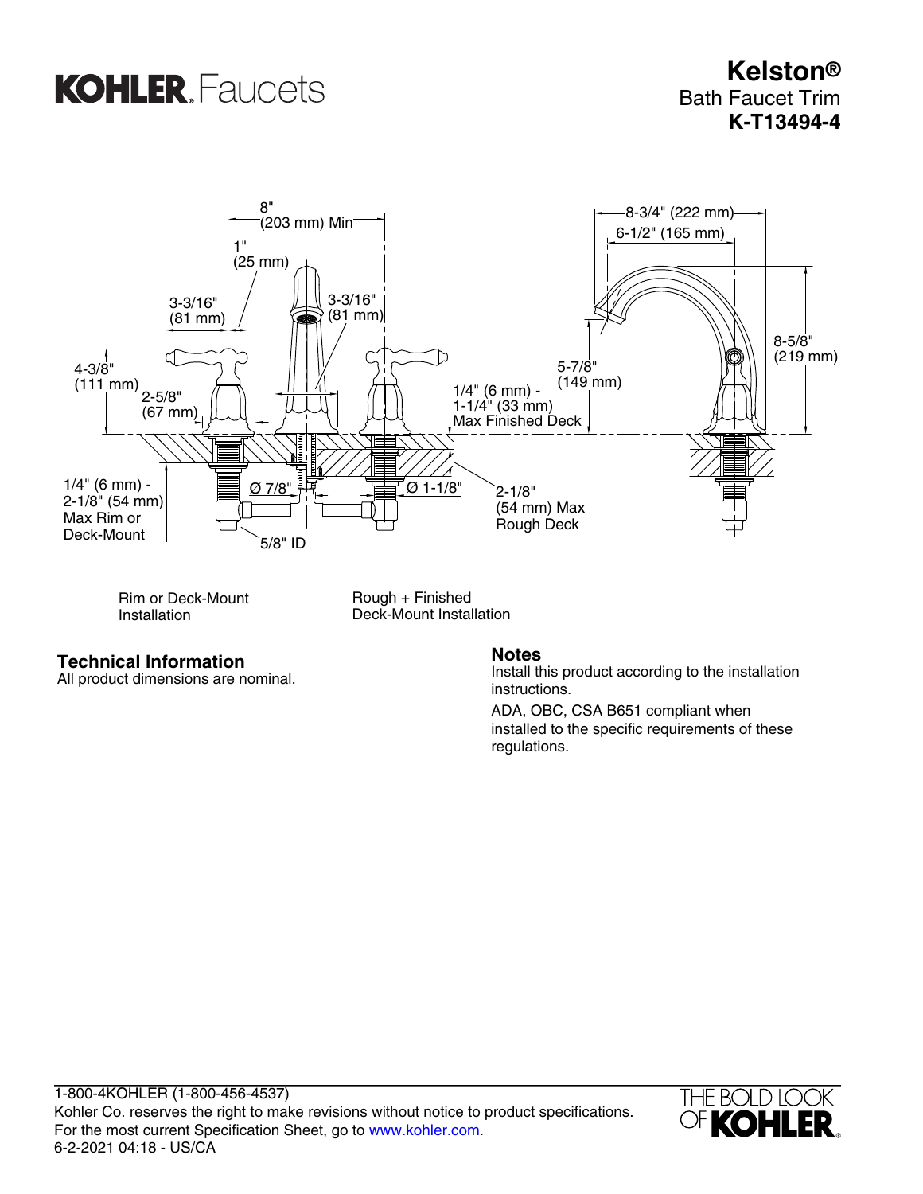KOHLER. Faucets

# Kelston®

Bath Faucet Trim

**K-T13494-4**

8"
(203 mm) Min

1"
(25 mm)

3-3/16"
(81 mm)

3-3/16"
(81 mm)

4-3/8"
(111 mm)

2-5/8"
(67 mm)

1/4" (6 mm) -
1-1/4" (33 mm)
Max Finished Deck

5-7/8"
(149 mm)

8-3/4" (222 mm)

6-1/2" (165 mm)

8-5/8"
(219 mm)

1/4" (6 mm) -
2-1/8" (54 mm)
Max Rim or
Deck-Mount

Ø 7/8"

Ø 1-1/8"

5/8" ID

2-1/8"
(54 mm) Max
Rough Deck

Rim or Deck-Mount
Installation

Rough + Finished
Deck-Mount Installation

## Technical Information

All product dimensions are nominal.

## Notes

Install this product according to the installation instructions.

ADA, OBC, CSA B651 compliant when installed to the specific requirements of these regulations.

1-800-4KOHLER (1-800-456-4537)
Kohler Co. reserves the right to make revisions without notice to product specifications.
For the most current Specification Sheet, go to www.kohler.com.
6-2-2021 04:18 - US/CA

THE BOLD LOOK OF KOHLER.